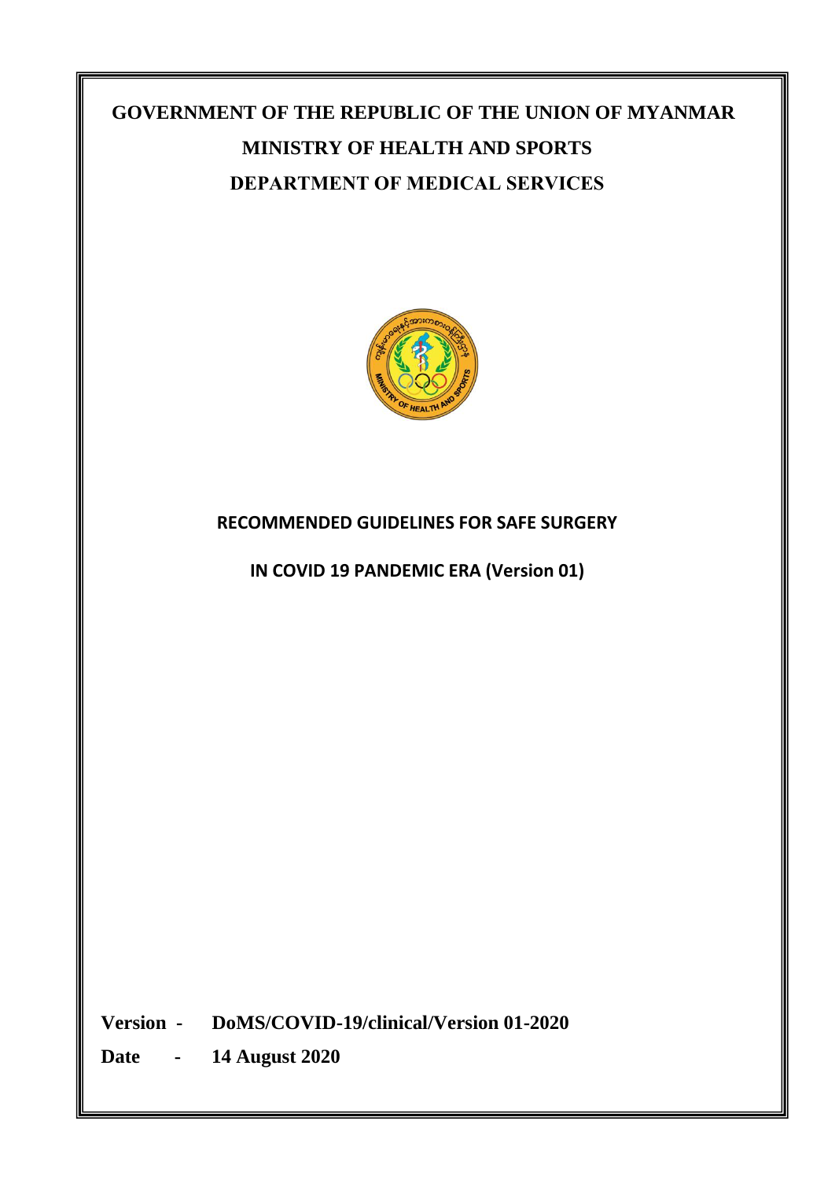# GOVERNMENT OF THE REPUBLIC OF THE UNION OF MYANMAR

## MINISTRY OF HEALTH AND SPORTS

## DEPARTMENT OF MEDICAL SERVICES

**RECOMMENDED GUIDELINES FOR SAFE SURGERY**

**IN COVID 19 PANDEMIC ERA (Version 01)**

**Version - DoMS/COVID-19/clinical/Version 01-2020**

**Date - 14 August 2020**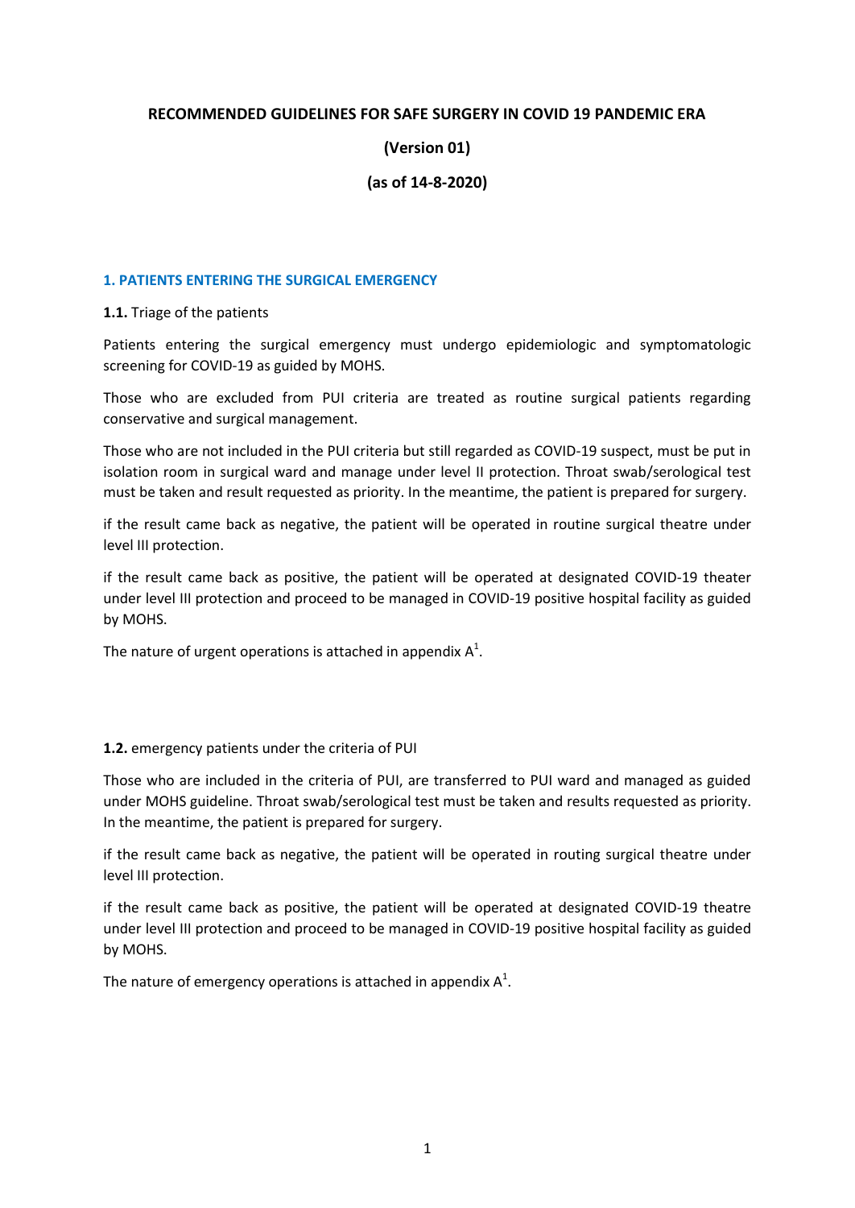**RECOMMENDED GUIDELINES FOR SAFE SURGERY IN COVID 19 PANDEMIC ERA**

**(Version 01)**

**(as of 14-8-2020)**

## 1. PATIENTS ENTERING THE SURGICAL EMERGENCY

**1.1.** Triage of the patients

Patients entering the surgical emergency must undergo epidemiologic and symptomatologic screening for COVID-19 as guided by MOHS.

Those who are excluded from PUI criteria are treated as routine surgical patients regarding conservative and surgical management.

Those who are not included in the PUI criteria but still regarded as COVID-19 suspect, must be put in isolation room in surgical ward and manage under level II protection. Throat swab/serological test must be taken and result requested as priority. In the meantime, the patient is prepared for surgery.

if the result came back as negative, the patient will be operated in routine surgical theatre under level III protection.

if the result came back as positive, the patient will be operated at designated COVID-19 theater under level III protection and proceed to be managed in COVID-19 positive hospital facility as guided by MOHS.

The nature of urgent operations is attached in appendix A[1].

**1.2.** emergency patients under the criteria of PUI

Those who are included in the criteria of PUI, are transferred to PUI ward and managed as guided under MOHS guideline. Throat swab/serological test must be taken and results requested as priority. In the meantime, the patient is prepared for surgery.

if the result came back as negative, the patient will be operated in routing surgical theatre under level III protection.

if the result came back as positive, the patient will be operated at designated COVID-19 theatre under level III protection and proceed to be managed in COVID-19 positive hospital facility as guided by MOHS.

The nature of emergency operations is attached in appendix A[1].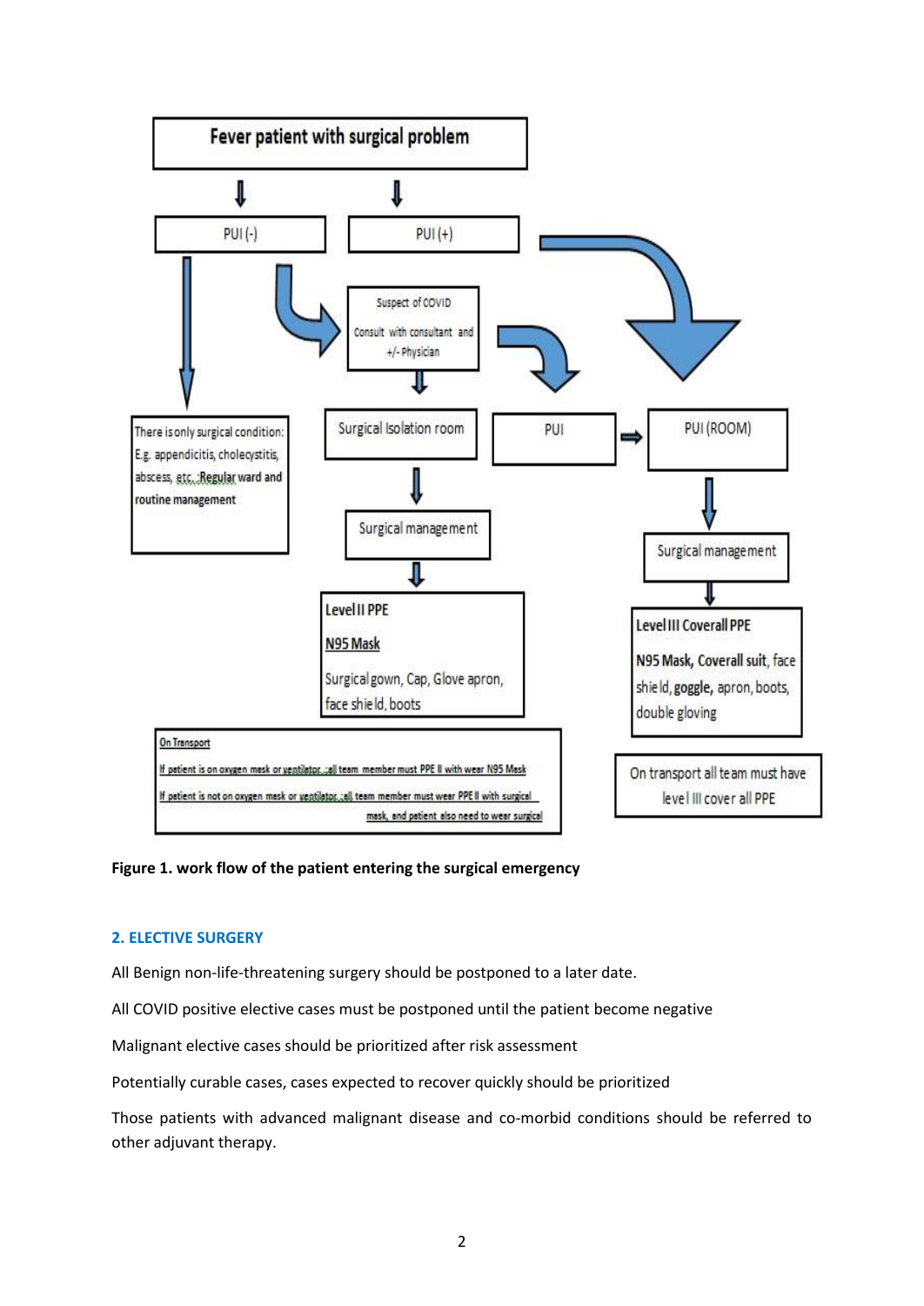**Fever patient with surgical problem**

PUI (-)

PUI (+)

There is only surgical condition: E.g. appendicitis, cholecystitis, abscess, etc.: Regular ward and routine management

Suspect of COVID

Consult with consultant and +/- Physician

Surgical Isolation room

Surgical management

Level II PPE

N95 Mask

Surgical gown, Cap, Glove apron, face shield, boots

PUI

PUI (ROOM)

Surgical management

Level III Coverall PPE

N95 Mask, Coverall suit, face shield, goggle, apron, boots, double gloving

On Transport

If patient is on oxygen mask or ventilator: all team member must PPE II with wear N95 Mask

If patient is not on oxygen mask or ventilator: all team member must wear PPE II with surgical mask, and patient also need to wear surgical

On transport all team must have level III cover all PPE

**Figure 1. work flow of the patient entering the surgical emergency**

## 2. ELECTIVE SURGERY

All Benign non-life-threatening surgery should be postponed to a later date.

All COVID positive elective cases must be postponed until the patient become negative

Malignant elective cases should be prioritized after risk assessment

Potentially curable cases, cases expected to recover quickly should be prioritized

Those patients with advanced malignant disease and co-morbid conditions should be referred to other adjuvant therapy.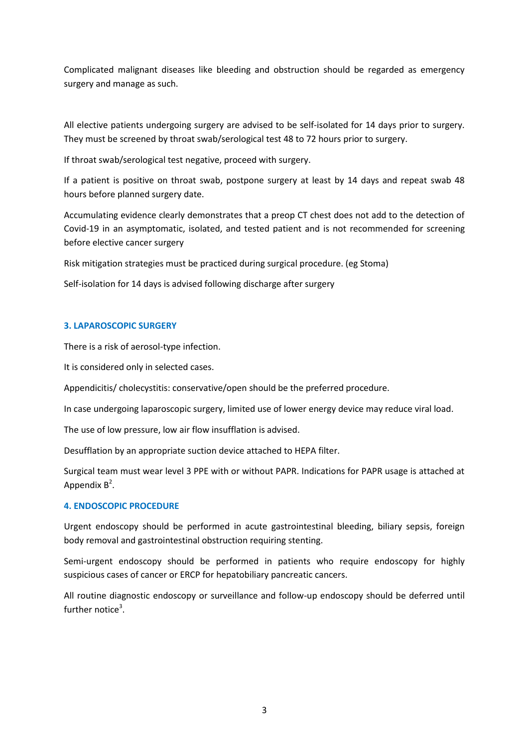Complicated malignant diseases like bleeding and obstruction should be regarded as emergency surgery and manage as such.

All elective patients undergoing surgery are advised to be self-isolated for 14 days prior to surgery. They must be screened by throat swab/serological test 48 to 72 hours prior to surgery.

If throat swab/serological test negative, proceed with surgery.

If a patient is positive on throat swab, postpone surgery at least by 14 days and repeat swab 48 hours before planned surgery date.

Accumulating evidence clearly demonstrates that a preop CT chest does not add to the detection of Covid-19 in an asymptomatic, isolated, and tested patient and is not recommended for screening before elective cancer surgery

Risk mitigation strategies must be practiced during surgical procedure. (eg Stoma)

Self-isolation for 14 days is advised following discharge after surgery

### 3. LAPAROSCOPIC SURGERY

There is a risk of aerosol-type infection.

It is considered only in selected cases.

Appendicitis/ cholecystitis: conservative/open should be the preferred procedure.

In case undergoing laparoscopic surgery, limited use of lower energy device may reduce viral load.

The use of low pressure, low air flow insufflation is advised.

Desufflation by an appropriate suction device attached to HEPA filter.

Surgical team must wear level 3 PPE with or without PAPR. Indications for PAPR usage is attached at Appendix B[2].

### 4. ENDOSCOPIC PROCEDURE

Urgent endoscopy should be performed in acute gastrointestinal bleeding, biliary sepsis, foreign body removal and gastrointestinal obstruction requiring stenting.

Semi-urgent endoscopy should be performed in patients who require endoscopy for highly suspicious cases of cancer or ERCP for hepatobiliary pancreatic cancers.

All routine diagnostic endoscopy or surveillance and follow-up endoscopy should be deferred until further notice[3].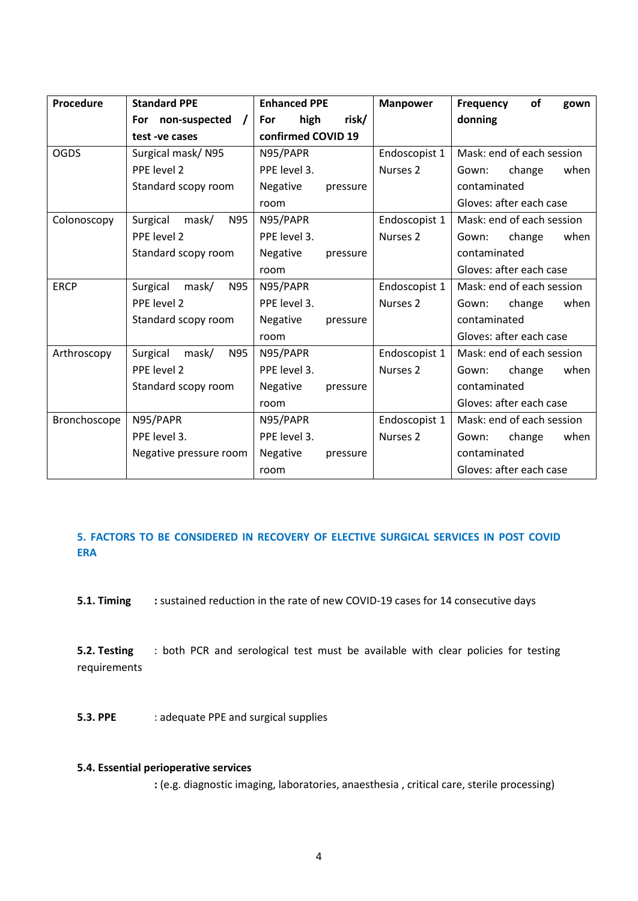| Procedure | Standard PPE For non-suspected / test -ve cases | Enhanced PPE For high risk/ confirmed COVID 19 | Manpower | Frequency of gown donning |
|---|---|---|---|---|
| OGDS | Surgical mask/ N95<br>PPE level 2<br>Standard scopy room | N95/PAPR<br>PPE level 3.<br>Negative pressure room | Endoscopist 1<br>Nurses 2 | Mask: end of each session<br>Gown: change when contaminated<br>Gloves: after each case |
| Colonoscopy | Surgical mask/ N95<br>PPE level 2<br>Standard scopy room | N95/PAPR<br>PPE level 3.<br>Negative pressure room | Endoscopist 1<br>Nurses 2 | Mask: end of each session<br>Gown: change when contaminated<br>Gloves: after each case |
| ERCP | Surgical mask/ N95<br>PPE level 2<br>Standard scopy room | N95/PAPR<br>PPE level 3.<br>Negative pressure room | Endoscopist 1<br>Nurses 2 | Mask: end of each session<br>Gown: change when contaminated<br>Gloves: after each case |
| Arthroscopy | Surgical mask/ N95<br>PPE level 2<br>Standard scopy room | N95/PAPR<br>PPE level 3.<br>Negative pressure room | Endoscopist 1<br>Nurses 2 | Mask: end of each session<br>Gown: change when contaminated<br>Gloves: after each case |
| Bronchoscope | N95/PAPR<br>PPE level 3.<br>Negative pressure room | N95/PAPR<br>PPE level 3.<br>Negative pressure room | Endoscopist 1<br>Nurses 2 | Mask: end of each session<br>Gown: change when contaminated<br>Gloves: after each case |

## 5. FACTORS TO BE CONSIDERED IN RECOVERY OF ELECTIVE SURGICAL SERVICES IN POST COVID ERA

**5.1. Timing** **:** sustained reduction in the rate of new COVID-19 cases for 14 consecutive days

**5.2. Testing** : both PCR and serological test must be available with clear policies for testing requirements

**5.3. PPE** : adequate PPE and surgical supplies

**5.4. Essential perioperative services**

**:** (e.g. diagnostic imaging, laboratories, anaesthesia , critical care, sterile processing)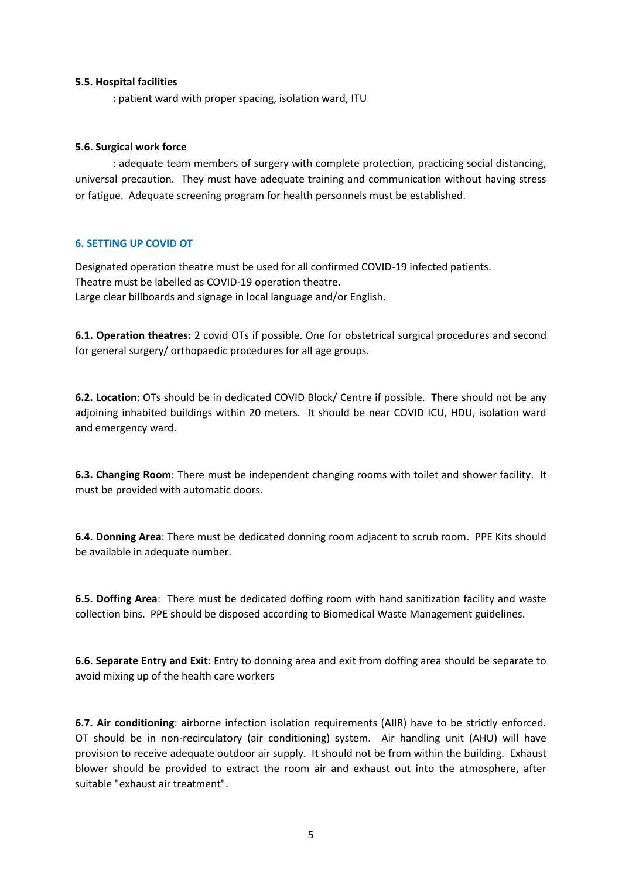**5.5. Hospital facilities**

**:** patient ward with proper spacing, isolation ward, ITU

**5.6. Surgical work force**

: adequate team members of surgery with complete protection, practicing social distancing, universal precaution. They must have adequate training and communication without having stress or fatigue. Adequate screening program for health personnels must be established.

## 6. SETTING UP COVID OT

Designated operation theatre must be used for all confirmed COVID-19 infected patients.
Theatre must be labelled as COVID-19 operation theatre.
Large clear billboards and signage in local language and/or English.

**6.1. Operation theatres:** 2 covid OTs if possible. One for obstetrical surgical procedures and second for general surgery/ orthopaedic procedures for all age groups.

**6.2. Location**: OTs should be in dedicated COVID Block/ Centre if possible. There should not be any adjoining inhabited buildings within 20 meters. It should be near COVID ICU, HDU, isolation ward and emergency ward.

**6.3. Changing Room**: There must be independent changing rooms with toilet and shower facility. It must be provided with automatic doors.

**6.4. Donning Area**: There must be dedicated donning room adjacent to scrub room. PPE Kits should be available in adequate number.

**6.5. Doffing Area**: There must be dedicated doffing room with hand sanitization facility and waste collection bins. PPE should be disposed according to Biomedical Waste Management guidelines.

**6.6. Separate Entry and Exit**: Entry to donning area and exit from doffing area should be separate to avoid mixing up of the health care workers

**6.7. Air conditioning**: airborne infection isolation requirements (AIIR) have to be strictly enforced. OT should be in non-recirculatory (air conditioning) system. Air handling unit (AHU) will have provision to receive adequate outdoor air supply. It should not be from within the building. Exhaust blower should be provided to extract the room air and exhaust out into the atmosphere, after suitable "exhaust air treatment".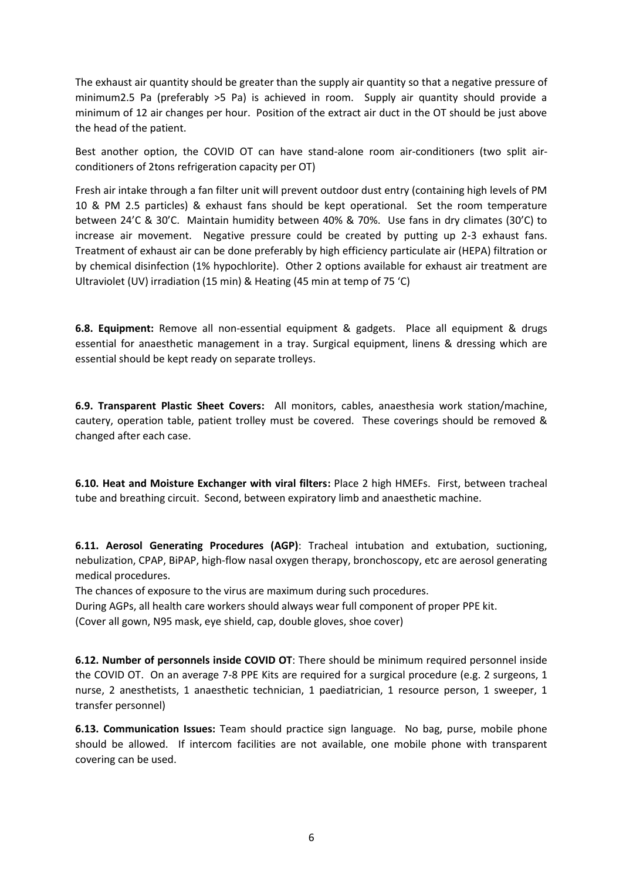The exhaust air quantity should be greater than the supply air quantity so that a negative pressure of minimum2.5 Pa (preferably >5 Pa) is achieved in room. Supply air quantity should provide a minimum of 12 air changes per hour. Position of the extract air duct in the OT should be just above the head of the patient.

Best another option, the COVID OT can have stand-alone room air-conditioners (two split air-conditioners of 2tons refrigeration capacity per OT)

Fresh air intake through a fan filter unit will prevent outdoor dust entry (containing high levels of PM 10 & PM 2.5 particles) & exhaust fans should be kept operational. Set the room temperature between 24'C & 30'C. Maintain humidity between 40% & 70%. Use fans in dry climates (30'C) to increase air movement. Negative pressure could be created by putting up 2-3 exhaust fans. Treatment of exhaust air can be done preferably by high efficiency particulate air (HEPA) filtration or by chemical disinfection (1% hypochlorite). Other 2 options available for exhaust air treatment are Ultraviolet (UV) irradiation (15 min) & Heating (45 min at temp of 75 'C)

**6.8. Equipment:** Remove all non-essential equipment & gadgets. Place all equipment & drugs essential for anaesthetic management in a tray. Surgical equipment, linens & dressing which are essential should be kept ready on separate trolleys.

**6.9. Transparent Plastic Sheet Covers:** All monitors, cables, anaesthesia work station/machine, cautery, operation table, patient trolley must be covered. These coverings should be removed & changed after each case.

**6.10. Heat and Moisture Exchanger with viral filters:** Place 2 high HMEFs. First, between tracheal tube and breathing circuit. Second, between expiratory limb and anaesthetic machine.

**6.11. Aerosol Generating Procedures (AGP)**: Tracheal intubation and extubation, suctioning, nebulization, CPAP, BiPAP, high-flow nasal oxygen therapy, bronchoscopy, etc are aerosol generating medical procedures.

The chances of exposure to the virus are maximum during such procedures.

During AGPs, all health care workers should always wear full component of proper PPE kit.

(Cover all gown, N95 mask, eye shield, cap, double gloves, shoe cover)

**6.12. Number of personnels inside COVID OT**: There should be minimum required personnel inside the COVID OT. On an average 7-8 PPE Kits are required for a surgical procedure (e.g. 2 surgeons, 1 nurse, 2 anesthetists, 1 anaesthetic technician, 1 paediatrician, 1 resource person, 1 sweeper, 1 transfer personnel)

**6.13. Communication Issues:** Team should practice sign language. No bag, purse, mobile phone should be allowed. If intercom facilities are not available, one mobile phone with transparent covering can be used.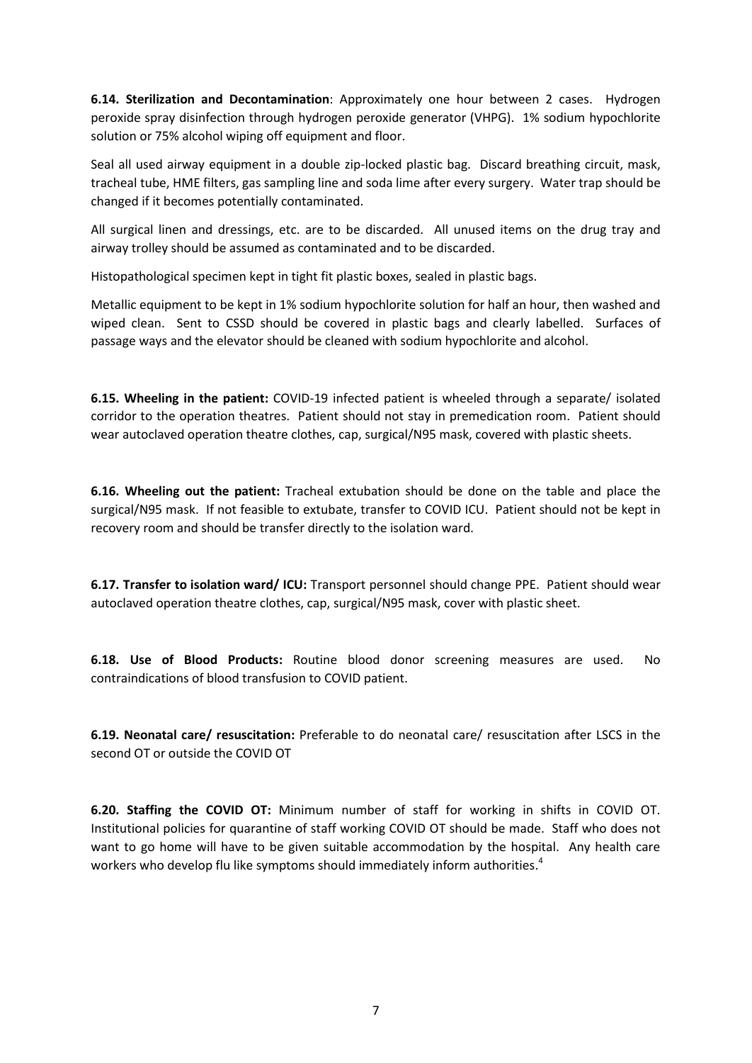**6.14. Sterilization and Decontamination**: Approximately one hour between 2 cases. Hydrogen peroxide spray disinfection through hydrogen peroxide generator (VHPG). 1% sodium hypochlorite solution or 75% alcohol wiping off equipment and floor.

Seal all used airway equipment in a double zip-locked plastic bag. Discard breathing circuit, mask, tracheal tube, HME filters, gas sampling line and soda lime after every surgery. Water trap should be changed if it becomes potentially contaminated.

All surgical linen and dressings, etc. are to be discarded. All unused items on the drug tray and airway trolley should be assumed as contaminated and to be discarded.

Histopathological specimen kept in tight fit plastic boxes, sealed in plastic bags.

Metallic equipment to be kept in 1% sodium hypochlorite solution for half an hour, then washed and wiped clean. Sent to CSSD should be covered in plastic bags and clearly labelled. Surfaces of passage ways and the elevator should be cleaned with sodium hypochlorite and alcohol.

**6.15. Wheeling in the patient:** COVID-19 infected patient is wheeled through a separate/ isolated corridor to the operation theatres. Patient should not stay in premedication room. Patient should wear autoclaved operation theatre clothes, cap, surgical/N95 mask, covered with plastic sheets.

**6.16. Wheeling out the patient:** Tracheal extubation should be done on the table and place the surgical/N95 mask. If not feasible to extubate, transfer to COVID ICU. Patient should not be kept in recovery room and should be transfer directly to the isolation ward.

**6.17. Transfer to isolation ward/ ICU:** Transport personnel should change PPE. Patient should wear autoclaved operation theatre clothes, cap, surgical/N95 mask, cover with plastic sheet.

**6.18. Use of Blood Products:** Routine blood donor screening measures are used. No contraindications of blood transfusion to COVID patient.

**6.19. Neonatal care/ resuscitation:** Preferable to do neonatal care/ resuscitation after LSCS in the second OT or outside the COVID OT

**6.20. Staffing the COVID OT:** Minimum number of staff for working in shifts in COVID OT. Institutional policies for quarantine of staff working COVID OT should be made. Staff who does not want to go home will have to be given suitable accommodation by the hospital. Any health care workers who develop flu like symptoms should immediately inform authorities.[4]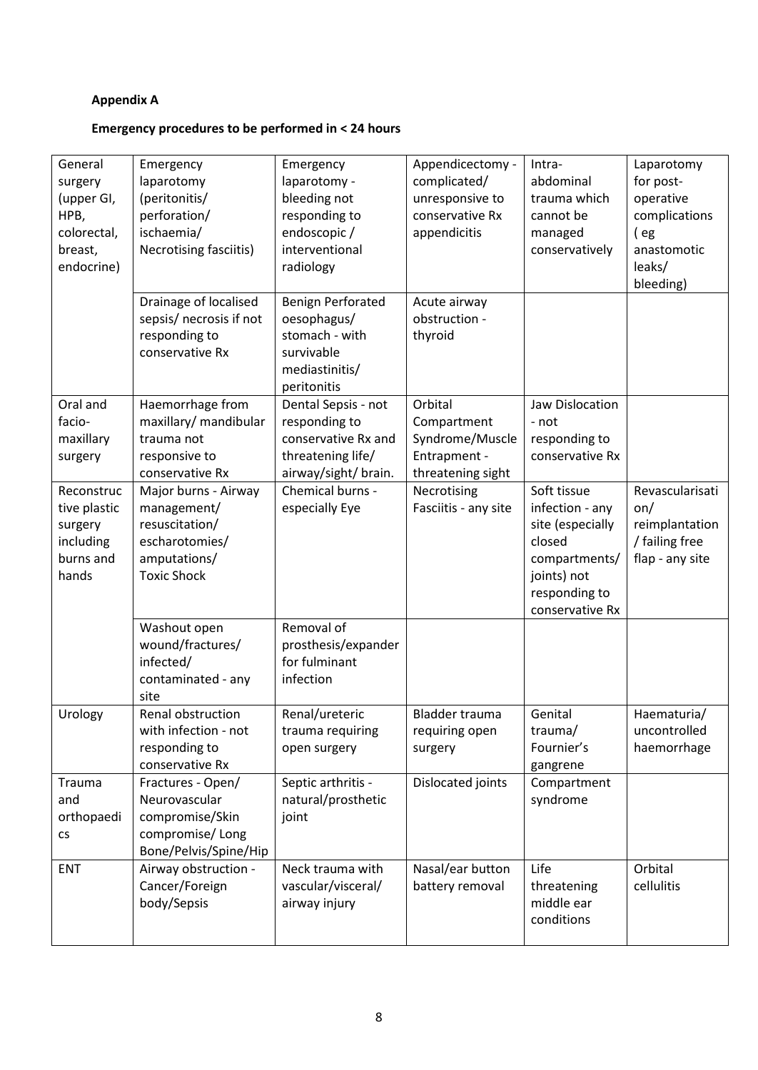**Appendix A**

**Emergency procedures to be performed in < 24 hours**

| | | | | | |
|---|---|---|---|---|---|
| General surgery (upper GI, HPB, colorectal, breast, endocrine) | Emergency laparotomy (peritonitis/ perforation/ ischaemia/ Necrotising fasciitis) | Emergency laparotomy - bleeding not responding to endoscopic / interventional radiology | Appendicectomy - complicated/ unresponsive to conservative Rx appendicitis | Intra-abdominal trauma which cannot be managed conservatively | Laparotomy for post-operative complications ( eg anastomotic leaks/ bleeding) |
| | Drainage of localised sepsis/ necrosis if not responding to conservative Rx | Benign Perforated oesophagus/ stomach - with survivable mediastinitis/ peritonitis | Acute airway obstruction - thyroid | | |
| Oral and facio-maxillary surgery | Haemorrhage from maxillary/ mandibular trauma not responsive to conservative Rx | Dental Sepsis - not responding to conservative Rx and threatening life/ airway/sight/ brain. | Orbital Compartment Syndrome/Muscle Entrapment - threatening sight | Jaw Dislocation - not responding to conservative Rx | |
| Reconstructive plastic surgery including burns and hands | Major burns - Airway management/ resuscitation/ escharotomies/ amputations/ Toxic Shock | Chemical burns - especially Eye | Necrotising Fasciitis - any site | Soft tissue infection - any site (especially closed compartments/ joints) not responding to conservative Rx | Revascularisation/ reimplantation / failing free flap - any site |
| | Washout open wound/fractures/ infected/ contaminated - any site | Removal of prosthesis/expander for fulminant infection | | | |
| Urology | Renal obstruction with infection - not responding to conservative Rx | Renal/ureteric trauma requiring open surgery | Bladder trauma requiring open surgery | Genital trauma/ Fournier's gangrene | Haematuria/ uncontrolled haemorrhage |
| Trauma and orthopaedics | Fractures - Open/ Neurovascular compromise/Skin compromise/ Long Bone/Pelvis/Spine/Hip | Septic arthritis - natural/prosthetic joint | Dislocated joints | Compartment syndrome | |
| ENT | Airway obstruction - Cancer/Foreign body/Sepsis | Neck trauma with vascular/visceral/ airway injury | Nasal/ear button battery removal | Life threatening middle ear conditions | Orbital cellulitis |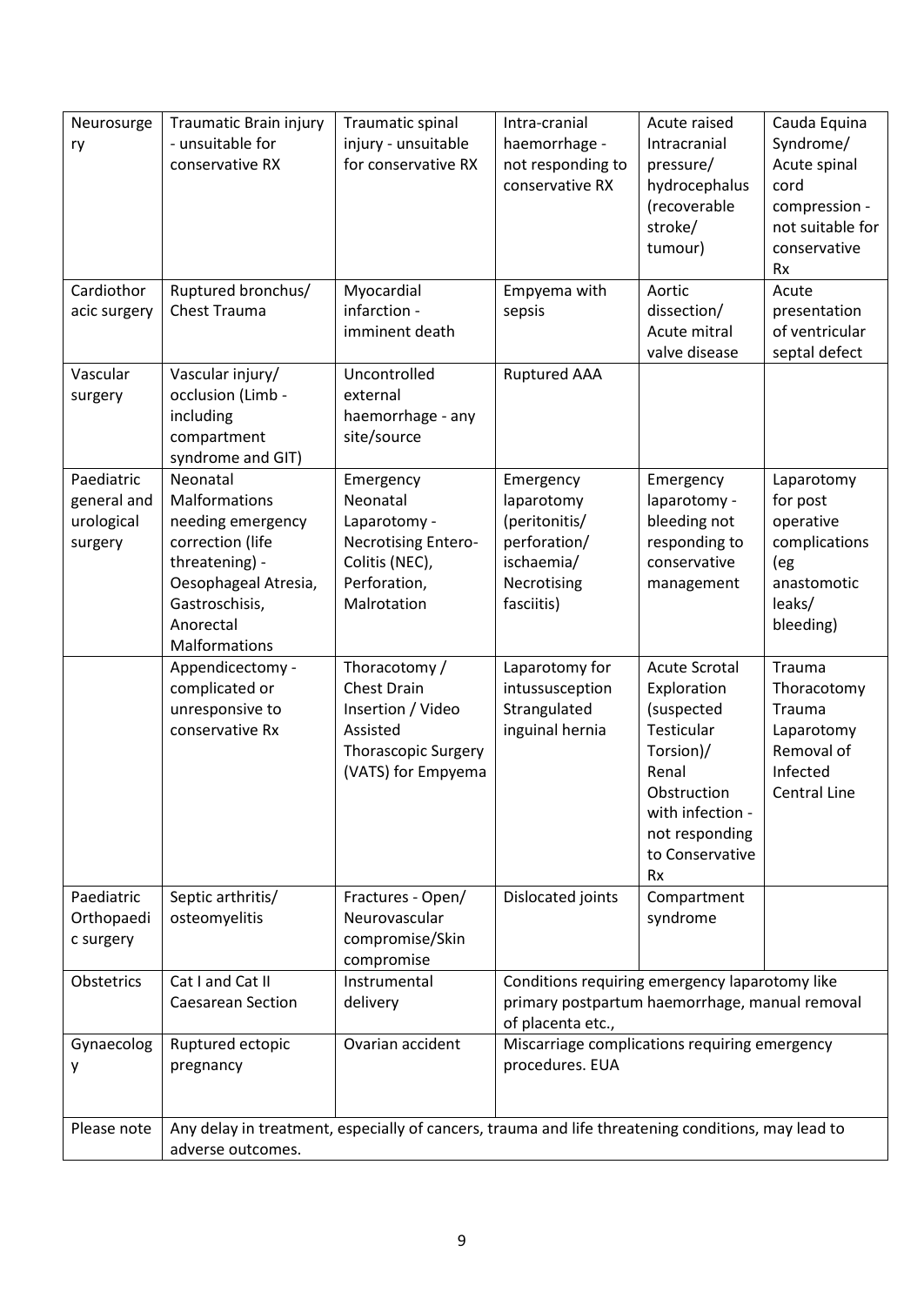| Neurosurgery | Traumatic Brain injury - unsuitable for conservative RX | Traumatic spinal injury - unsuitable for conservative RX | Intra-cranial haemorrhage - not responding to conservative RX | Acute raised Intracranial pressure/ hydrocephalus (recoverable stroke/ tumour) | Cauda Equina Syndrome/ Acute spinal cord compression - not suitable for conservative Rx |
|---|---|---|---|---|---|
| Cardiothoracic surgery | Ruptured bronchus/ Chest Trauma | Myocardial infarction - imminent death | Empyema with sepsis | Aortic dissection/ Acute mitral valve disease | Acute presentation of ventricular septal defect |
| Vascular surgery | Vascular injury/ occlusion (Limb - including compartment syndrome and GIT) | Uncontrolled external haemorrhage - any site/source | Ruptured AAA | | |
| Paediatric general and urological surgery | Neonatal Malformations needing emergency correction (life threatening) - Oesophageal Atresia, Gastroschisis, Anorectal Malformations | Emergency Neonatal Laparotomy - Necrotising Entero-Colitis (NEC), Perforation, Malrotation | Emergency laparotomy (peritonitis/ perforation/ ischaemia/ Necrotising fasciitis) | Emergency laparotomy - bleeding not responding to conservative management | Laparotomy for post operative complications (eg anastomotic leaks/ bleeding) |
| | Appendicectomy - complicated or unresponsive to conservative Rx | Thoracotomy / Chest Drain Insertion / Video Assisted Thoracscopic Surgery (VATS) for Empyema | Laparotomy for intussusception Strangulated inguinal hernia | Acute Scrotal Exploration (suspected Testicular Torsion)/ Renal Obstruction with infection - not responding to Conservative Rx | Trauma Thoracotomy Trauma Laparotomy Removal of Infected Central Line |
| Paediatric Orthopaedic surgery | Septic arthritis/ osteomyelitis | Fractures - Open/ Neurovascular compromise/Skin compromise | Dislocated joints | Compartment syndrome | |
| Obstetrics | Cat I and Cat II Caesarean Section | Instrumental delivery | Conditions requiring emergency laparotomy like primary postpartum haemorrhage, manual removal of placenta etc., | | |
| Gynaecology | Ruptured ectopic pregnancy | Ovarian accident | Miscarriage complications requiring emergency procedures. EUA | | |
| Please note | Any delay in treatment, especially of cancers, trauma and life threatening conditions, may lead to adverse outcomes. | | | | |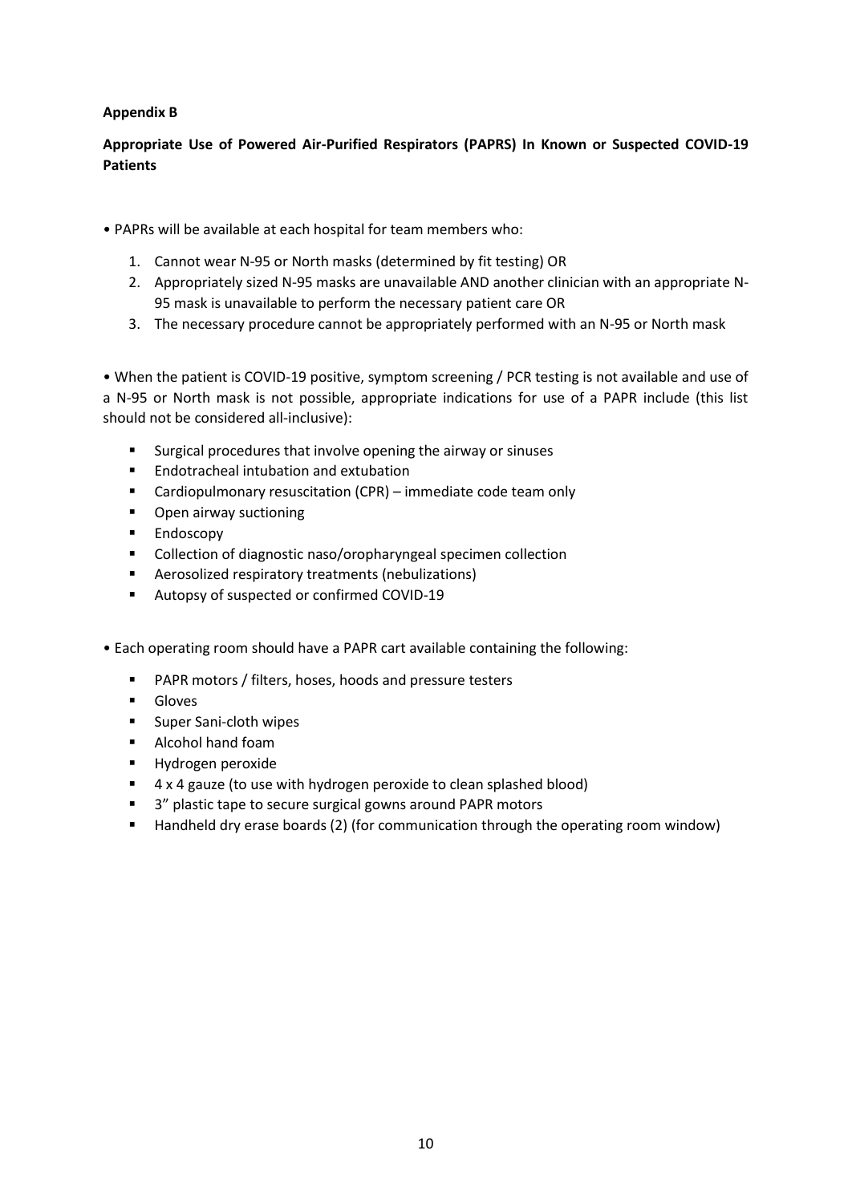**Appendix B**

**Appropriate Use of Powered Air-Purified Respirators (PAPRS) In Known or Suspected COVID-19 Patients**

• PAPRs will be available at each hospital for team members who:

1. Cannot wear N-95 or North masks (determined by fit testing) OR
2. Appropriately sized N-95 masks are unavailable AND another clinician with an appropriate N-95 mask is unavailable to perform the necessary patient care OR
3. The necessary procedure cannot be appropriately performed with an N-95 or North mask

• When the patient is COVID-19 positive, symptom screening / PCR testing is not available and use of a N-95 or North mask is not possible, appropriate indications for use of a PAPR include (this list should not be considered all-inclusive):

- Surgical procedures that involve opening the airway or sinuses
- Endotracheal intubation and extubation
- Cardiopulmonary resuscitation (CPR) – immediate code team only
- Open airway suctioning
- Endoscopy
- Collection of diagnostic naso/oropharyngeal specimen collection
- Aerosolized respiratory treatments (nebulizations)
- Autopsy of suspected or confirmed COVID-19

• Each operating room should have a PAPR cart available containing the following:

- PAPR motors / filters, hoses, hoods and pressure testers
- Gloves
- Super Sani-cloth wipes
- Alcohol hand foam
- Hydrogen peroxide
- 4 x 4 gauze (to use with hydrogen peroxide to clean splashed blood)
- 3" plastic tape to secure surgical gowns around PAPR motors
- Handheld dry erase boards (2) (for communication through the operating room window)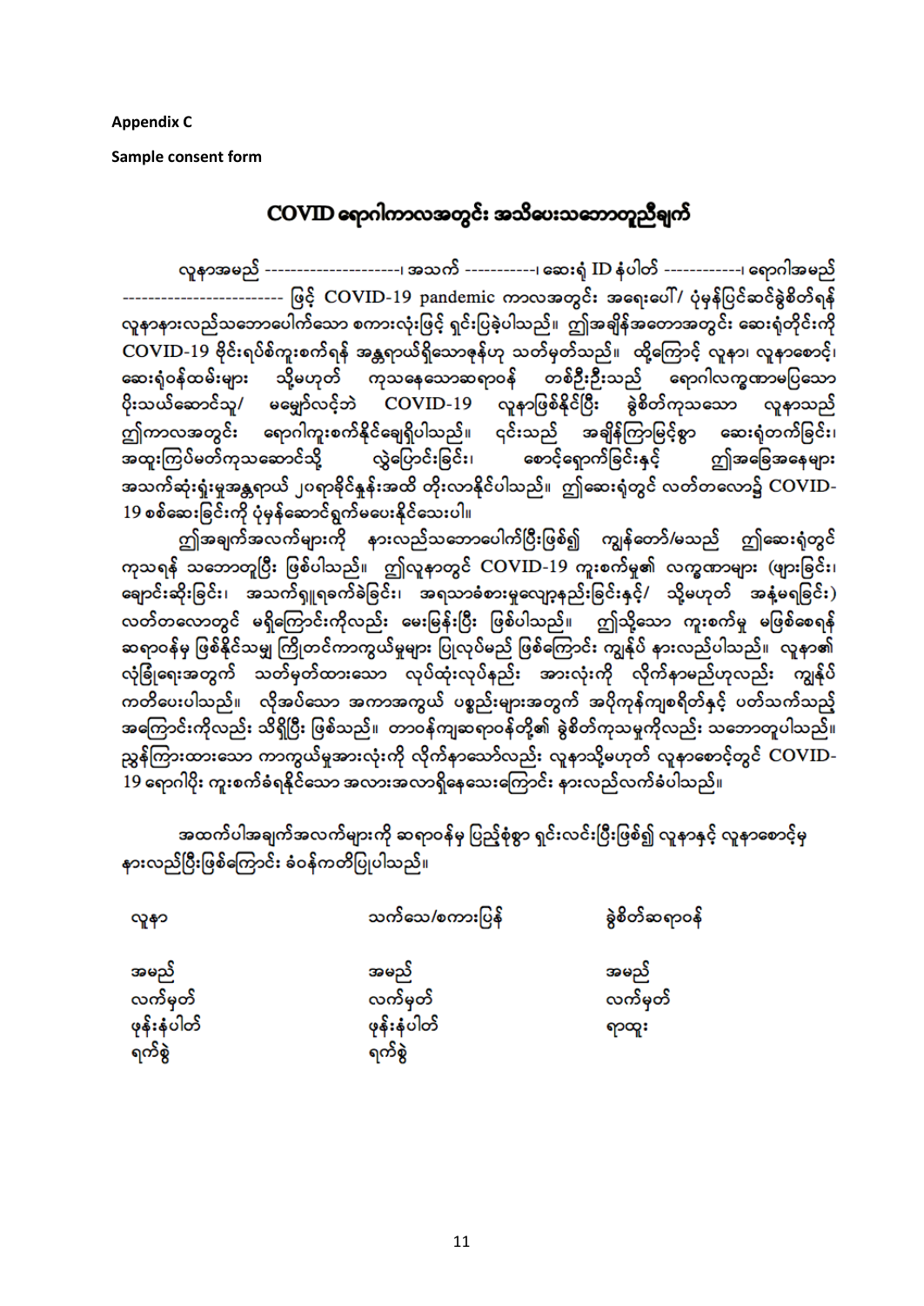**Appendix C**

**Sample consent form**

## COVID ရောဂါကာလအတွင်း အသိပေးသဘောတူညီချက်

လူနာအမည် --------------------၊ အသက် ----------၊ ဆေးရုံ ID နံပါတ် -----------၊ ရောဂါအမည် ------------------------ ဖြင့် COVID-19 pandemic ကာလအတွင်း အရေးပေါ်/ ပုံမှန်ပြင်ဆင်ခွဲစိတ်ရန် လူနာနားလည်သဘောပေါက်သော စကားလုံးဖြင့် ရှင်းပြခဲ့ပါသည်။ ဤအချိန်အတောအတွင်း ဆေးရုံတိုင်းကို COVID-19 ဗိုင်းရပ်စ်ကူးစက်ရန် အန္တရာယ်ရှိသောဇုန်ဟု သတ်မှတ်သည်။ ထို့ကြောင့် လူနာ၊ လူနာစောင့်၊ ဆေးရုံဝန်ထမ်းများ သို့မဟုတ် ကုသနေသောဆရာဝန် တစ်ဦးဦးသည် ရောဂါလက္ခဏာမပြသော ပိုးသယ်ဆောင်သူ/ မမျှော်လင့်ဘဲ COVID-19 လူနာဖြစ်နိုင်ပြီး ခွဲစိတ်ကုသသော လူနာသည် ဤကာလအတွင်း ရောဂါကူးစက်နိုင်ချေရှိပါသည်။ ၎င်းသည် အချိန်ကြာမြင့်စွာ ဆေးရုံတက်ခြင်း၊ အထူးကြပ်မတ်ကုသဆောင်သို့ လွှဲပြောင်းခြင်း၊ စောင့်ရှောက်ခြင်းနှင့် ဤအခြေအနေများ အသက်ဆုံးရှုံးမှုအန္တရာယ် ၂၀ရာခိုင်နှုန်းအထိ တိုးလာနိုင်ပါသည်။ ဤဆေးရုံတွင် လတ်တလော၌ COVID-19 စစ်ဆေးခြင်းကို ပုံမှန်ဆောင်ရွက်မပေးနိုင်သေးပါ။

ဤအချက်အလက်များကို နားလည်သဘောပေါက်ပြီးဖြစ်၍ ကျွန်တော်/မသည် ဤဆေးရုံတွင် ကုသရန် သဘောတူပြီး ဖြစ်ပါသည်။ ဤလူနာတွင် COVID-19 ကူးစက်မှု၏ လက္ခဏာများ (ဖျားခြင်း၊ ချောင်းဆိုးခြင်း၊ အသက်ရှူရခက်ခဲခြင်း၊ အရသာခံစားမှုလျော့နည်းခြင်းနှင့်/ သို့မဟုတ် အနံ့မရခြင်း) လတ်တလောတွင် မရှိကြောင်းကိုလည်း မေးမြန်းပြီး ဖြစ်ပါသည်။ ဤသို့သော ကူးစက်မှု မဖြစ်စေရန် ဆရာဝန်မှ ဖြစ်နိုင်သမျှ ကြိုတင်ကာကွယ်မှုများ ပြုလုပ်မည် ဖြစ်ကြောင်း ကျွန်ုပ် နားလည်ပါသည်။ လူနာ၏ လုံခြုံရေးအတွက် သတ်မှတ်ထားသော လုပ်ထုံးလုပ်နည်း အားလုံးကို လိုက်နာမည်ဟုလည်း ကျွန်ုပ် ကတိပေးပါသည်။ လိုအပ်သော အကာအကွယ် ပစ္စည်းများအတွက် အပိုကုန်ကျစရိတ်နှင့် ပတ်သက်သည့် အကြောင်းကိုလည်း သိရှိပြီး ဖြစ်သည်။ တာဝန်ကျဆရာဝန်တို့၏ ခွဲစိတ်ကုသမှုကိုလည်း သဘောတူပါသည်။ ညွှန်ကြားထားသော ကာကွယ်မှုအားလုံးကို လိုက်နာသော်လည်း လူနာသို့မဟုတ် လူနာစောင့်တွင် COVID-19 ရောဂါပိုး ကူးစက်ခံရနိုင်သော အလားအလာရှိနေသေးကြောင်း နားလည်လက်ခံပါသည်။

အထက်ပါအချက်အလက်များကို ဆရာဝန်မှ ပြည့်စုံစွာ ရှင်းလင်းပြီးဖြစ်၍ လူနာနှင့် လူနာစောင့်မှ နားလည်ပြီးဖြစ်ကြောင်း ခံဝန်ကတိပြုပါသည်။

| လူနာ | သက်သေ/စကားပြန် | ခွဲစိတ်ဆရာဝန် |
|---|---|---|
| အမည် | အမည် | အမည် |
| လက်မှတ် | လက်မှတ် | လက်မှတ် |
| ဖုန်းနံပါတ် | ဖုန်းနံပါတ် | ရာထူး |
| ရက်စွဲ | ရက်စွဲ | |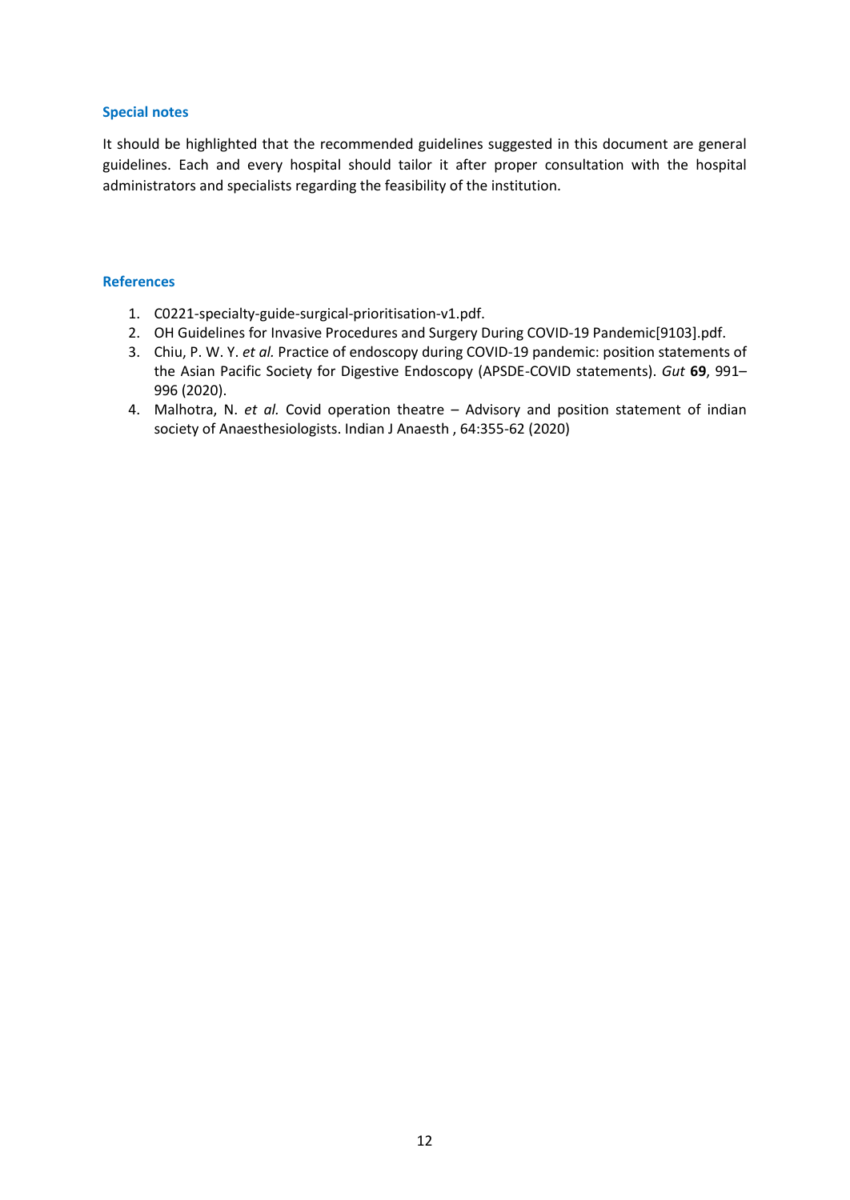## Special notes

It should be highlighted that the recommended guidelines suggested in this document are general guidelines. Each and every hospital should tailor it after proper consultation with the hospital administrators and specialists regarding the feasibility of the institution.

## References

1. C0221-specialty-guide-surgical-prioritisation-v1.pdf.
2. OH Guidelines for Invasive Procedures and Surgery During COVID-19 Pandemic[9103].pdf.
3. Chiu, P. W. Y. *et al.* Practice of endoscopy during COVID-19 pandemic: position statements of the Asian Pacific Society for Digestive Endoscopy (APSDE-COVID statements). *Gut* **69**, 991–996 (2020).
4. Malhotra, N. *et al.* Covid operation theatre – Advisory and position statement of indian society of Anaesthesiologists. Indian J Anaesth , 64:355-62 (2020)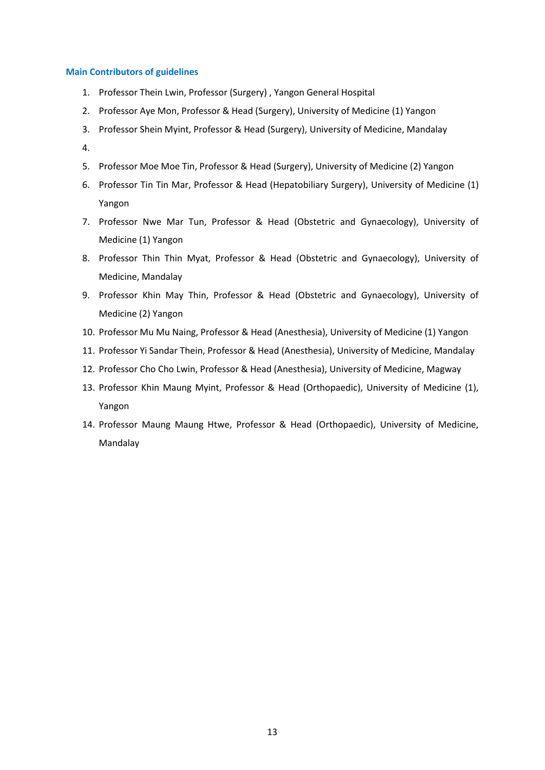### Main Contributors of guidelines

1. Professor Thein Lwin, Professor (Surgery) , Yangon General Hospital
2. Professor Aye Mon, Professor & Head (Surgery), University of Medicine (1) Yangon
3. Professor Shein Myint, Professor & Head (Surgery), University of Medicine, Mandalay
4. 
5. Professor Moe Moe Tin, Professor & Head (Surgery), University of Medicine (2) Yangon
6. Professor Tin Tin Mar, Professor & Head (Hepatobiliary Surgery), University of Medicine (1) Yangon
7. Professor Nwe Mar Tun, Professor & Head (Obstetric and Gynaecology), University of Medicine (1) Yangon
8. Professor Thin Thin Myat, Professor & Head (Obstetric and Gynaecology), University of Medicine, Mandalay
9. Professor Khin May Thin, Professor & Head (Obstetric and Gynaecology), University of Medicine (2) Yangon
10. Professor Mu Mu Naing, Professor & Head (Anesthesia), University of Medicine (1) Yangon
11. Professor Yi Sandar Thein, Professor & Head (Anesthesia), University of Medicine, Mandalay
12. Professor Cho Cho Lwin, Professor & Head (Anesthesia), University of Medicine, Magway
13. Professor Khin Maung Myint, Professor & Head (Orthopaedic), University of Medicine (1), Yangon
14. Professor Maung Maung Htwe, Professor & Head (Orthopaedic), University of Medicine, Mandalay